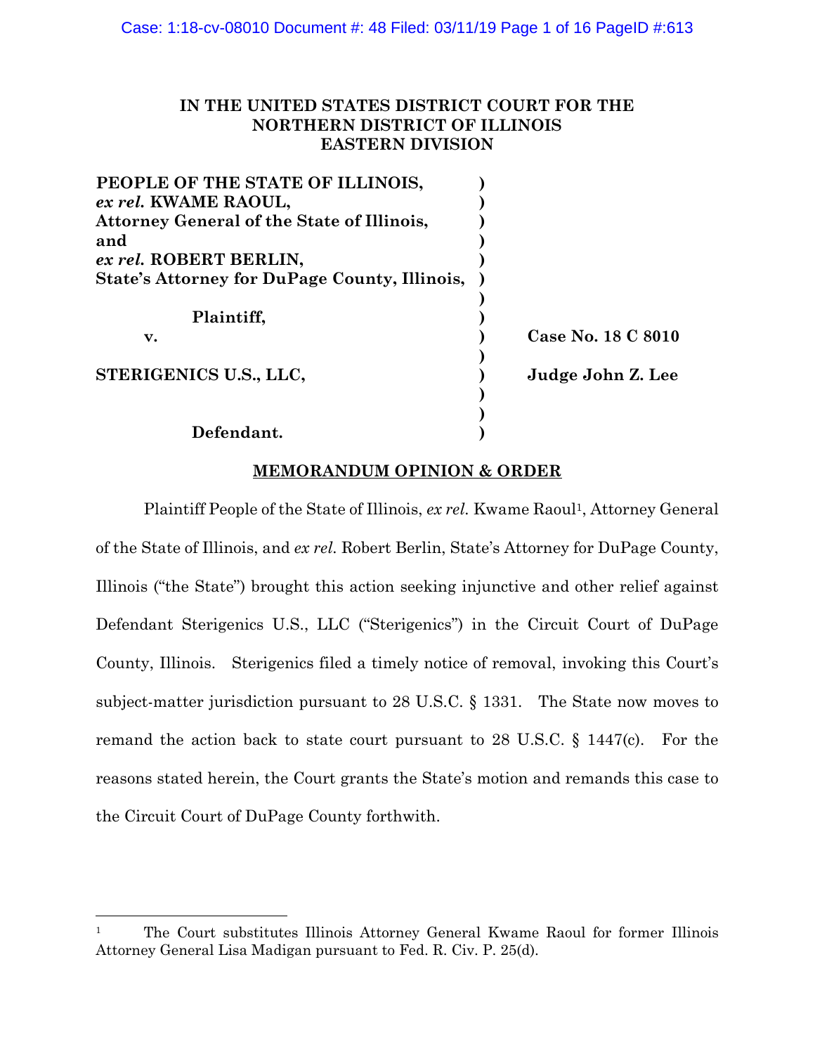IN THE UNITED STATES DISTRICT COURT FOR THE
NORTHERN DISTRICT OF ILLINOIS
EASTERN DIVISION

| | | |
|---|---|---|
| **PEOPLE OF THE STATE OF ILLINOIS,** | ) | |
| ***ex rel.*** **KWAME RAOUL,** | ) | |
| **Attorney General of the State of Illinois,** | ) | |
| **and** | ) | |
| ***ex rel.*** **ROBERT BERLIN,** | ) | |
| **State's Attorney for DuPage County, Illinois,** | ) | |
| | ) | |
| **Plaintiff,** | ) | |
| **v.** | ) | **Case No. 18 C 8010** |
| | ) | |
| **STERIGENICS U.S., LLC,** | ) | **Judge John Z. Lee** |
| | ) | |
| | ) | |
| **Defendant.** | ) | |

**MEMORANDUM OPINION & ORDER**

Plaintiff People of the State of Illinois, *ex rel.* Kwame Raoul[1], Attorney General of the State of Illinois, and *ex rel.* Robert Berlin, State's Attorney for DuPage County, Illinois ("the State") brought this action seeking injunctive and other relief against Defendant Sterigenics U.S., LLC ("Sterigenics") in the Circuit Court of DuPage County, Illinois. Sterigenics filed a timely notice of removal, invoking this Court's subject-matter jurisdiction pursuant to 28 U.S.C. § 1331. The State now moves to remand the action back to state court pursuant to 28 U.S.C. § 1447(c). For the reasons stated herein, the Court grants the State's motion and remands this case to the Circuit Court of DuPage County forthwith.

---

[1] The Court substitutes Illinois Attorney General Kwame Raoul for former Illinois Attorney General Lisa Madigan pursuant to Fed. R. Civ. P. 25(d).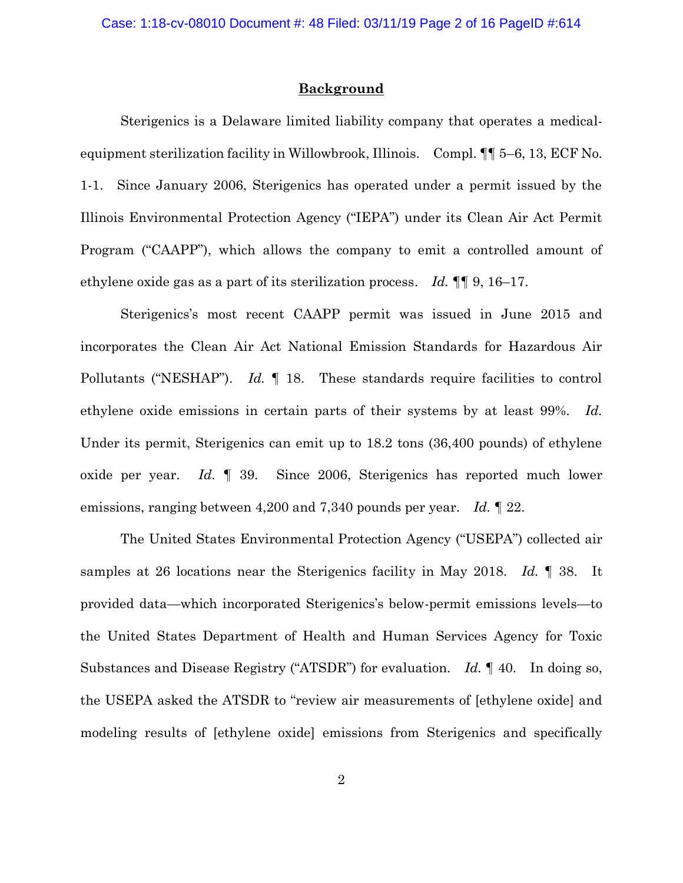## Background

Sterigenics is a Delaware limited liability company that operates a medical-equipment sterilization facility in Willowbrook, Illinois. Compl. ¶¶ 5–6, 13, ECF No. 1-1. Since January 2006, Sterigenics has operated under a permit issued by the Illinois Environmental Protection Agency ("IEPA") under its Clean Air Act Permit Program ("CAAPP"), which allows the company to emit a controlled amount of ethylene oxide gas as a part of its sterilization process. *Id.* ¶¶ 9, 16–17.

Sterigenics's most recent CAAPP permit was issued in June 2015 and incorporates the Clean Air Act National Emission Standards for Hazardous Air Pollutants ("NESHAP"). *Id.* ¶ 18. These standards require facilities to control ethylene oxide emissions in certain parts of their systems by at least 99%. *Id.* Under its permit, Sterigenics can emit up to 18.2 tons (36,400 pounds) of ethylene oxide per year. *Id.* ¶ 39. Since 2006, Sterigenics has reported much lower emissions, ranging between 4,200 and 7,340 pounds per year. *Id.* ¶ 22.

The United States Environmental Protection Agency ("USEPA") collected air samples at 26 locations near the Sterigenics facility in May 2018. *Id.* ¶ 38. It provided data—which incorporated Sterigenics's below-permit emissions levels—to the United States Department of Health and Human Services Agency for Toxic Substances and Disease Registry ("ATSDR") for evaluation. *Id.* ¶ 40. In doing so, the USEPA asked the ATSDR to "review air measurements of [ethylene oxide] and modeling results of [ethylene oxide] emissions from Sterigenics and specifically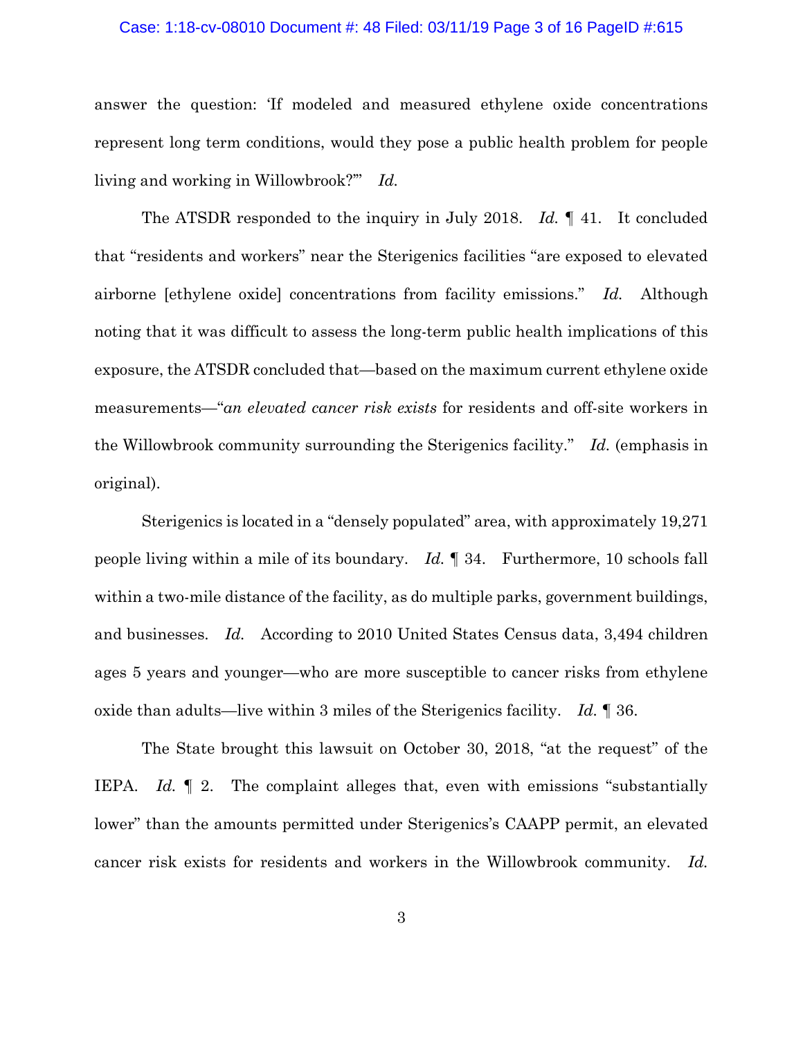answer the question: 'If modeled and measured ethylene oxide concentrations represent long term conditions, would they pose a public health problem for people living and working in Willowbrook?'" *Id.*

The ATSDR responded to the inquiry in July 2018. *Id.* ¶ 41. It concluded that "residents and workers" near the Sterigenics facilities "are exposed to elevated airborne [ethylene oxide] concentrations from facility emissions." *Id.* Although noting that it was difficult to assess the long-term public health implications of this exposure, the ATSDR concluded that—based on the maximum current ethylene oxide measurements—"*an elevated cancer risk exists* for residents and off-site workers in the Willowbrook community surrounding the Sterigenics facility." *Id.* (emphasis in original).

Sterigenics is located in a "densely populated" area, with approximately 19,271 people living within a mile of its boundary. *Id.* ¶ 34. Furthermore, 10 schools fall within a two-mile distance of the facility, as do multiple parks, government buildings, and businesses. *Id.* According to 2010 United States Census data, 3,494 children ages 5 years and younger—who are more susceptible to cancer risks from ethylene oxide than adults—live within 3 miles of the Sterigenics facility. *Id.* ¶ 36.

The State brought this lawsuit on October 30, 2018, "at the request" of the IEPA. *Id.* ¶ 2. The complaint alleges that, even with emissions "substantially lower" than the amounts permitted under Sterigenics's CAAPP permit, an elevated cancer risk exists for residents and workers in the Willowbrook community. *Id.*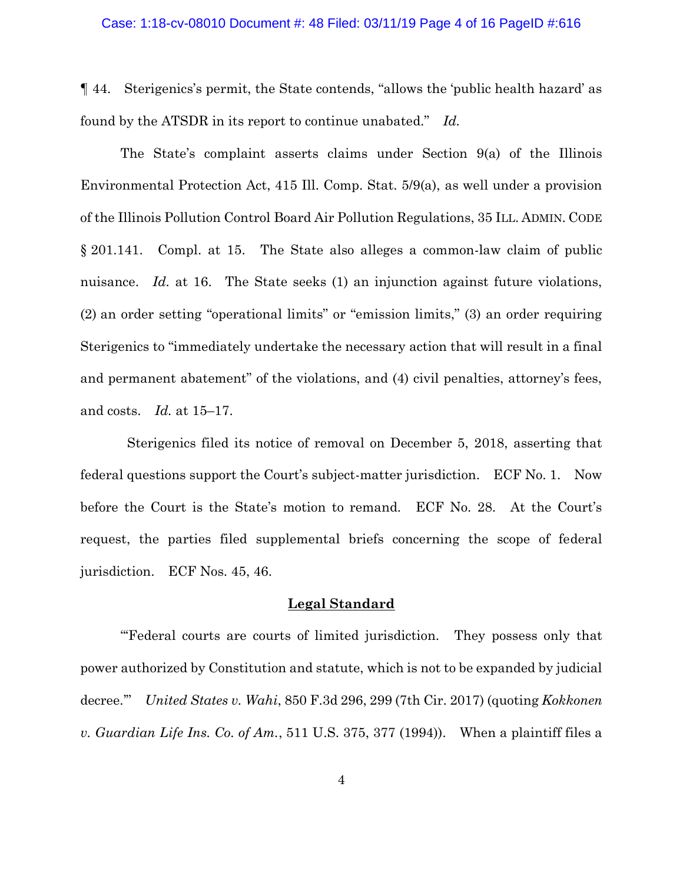¶ 44. Sterigenics's permit, the State contends, "allows the 'public health hazard' as found by the ATSDR in its report to continue unabated." *Id.*

The State's complaint asserts claims under Section 9(a) of the Illinois Environmental Protection Act, 415 Ill. Comp. Stat. 5/9(a), as well under a provision of the Illinois Pollution Control Board Air Pollution Regulations, 35 ILL. ADMIN. CODE § 201.141. Compl. at 15. The State also alleges a common-law claim of public nuisance. *Id.* at 16. The State seeks (1) an injunction against future violations, (2) an order setting "operational limits" or "emission limits," (3) an order requiring Sterigenics to "immediately undertake the necessary action that will result in a final and permanent abatement" of the violations, and (4) civil penalties, attorney's fees, and costs. *Id.* at 15–17.

Sterigenics filed its notice of removal on December 5, 2018, asserting that federal questions support the Court's subject-matter jurisdiction. ECF No. 1. Now before the Court is the State's motion to remand. ECF No. 28. At the Court's request, the parties filed supplemental briefs concerning the scope of federal jurisdiction. ECF Nos. 45, 46.

## Legal Standard

"'Federal courts are courts of limited jurisdiction. They possess only that power authorized by Constitution and statute, which is not to be expanded by judicial decree.'" *United States v. Wahi*, 850 F.3d 296, 299 (7th Cir. 2017) (quoting *Kokkonen v. Guardian Life Ins. Co. of Am.*, 511 U.S. 375, 377 (1994)). When a plaintiff files a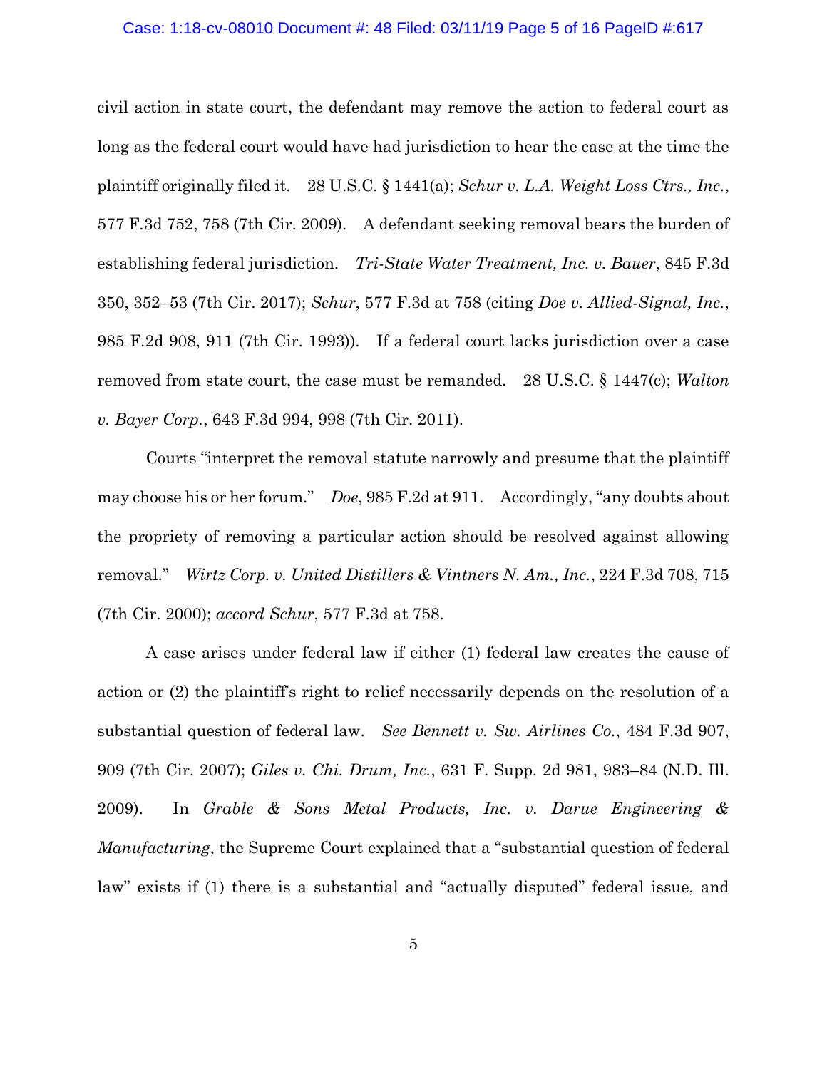civil action in state court, the defendant may remove the action to federal court as long as the federal court would have had jurisdiction to hear the case at the time the plaintiff originally filed it. 28 U.S.C. § 1441(a); *Schur v. L.A. Weight Loss Ctrs., Inc.*, 577 F.3d 752, 758 (7th Cir. 2009). A defendant seeking removal bears the burden of establishing federal jurisdiction. *Tri-State Water Treatment, Inc. v. Bauer*, 845 F.3d 350, 352–53 (7th Cir. 2017); *Schur*, 577 F.3d at 758 (citing *Doe v. Allied-Signal, Inc.*, 985 F.2d 908, 911 (7th Cir. 1993)). If a federal court lacks jurisdiction over a case removed from state court, the case must be remanded. 28 U.S.C. § 1447(c); *Walton v. Bayer Corp.*, 643 F.3d 994, 998 (7th Cir. 2011).

Courts "interpret the removal statute narrowly and presume that the plaintiff may choose his or her forum." *Doe*, 985 F.2d at 911. Accordingly, "any doubts about the propriety of removing a particular action should be resolved against allowing removal." *Wirtz Corp. v. United Distillers & Vintners N. Am., Inc.*, 224 F.3d 708, 715 (7th Cir. 2000); *accord Schur*, 577 F.3d at 758.

A case arises under federal law if either (1) federal law creates the cause of action or (2) the plaintiff's right to relief necessarily depends on the resolution of a substantial question of federal law. *See Bennett v. Sw. Airlines Co.*, 484 F.3d 907, 909 (7th Cir. 2007); *Giles v. Chi. Drum, Inc.*, 631 F. Supp. 2d 981, 983–84 (N.D. Ill. 2009). In *Grable & Sons Metal Products, Inc. v. Darue Engineering & Manufacturing*, the Supreme Court explained that a "substantial question of federal law" exists if (1) there is a substantial and "actually disputed" federal issue, and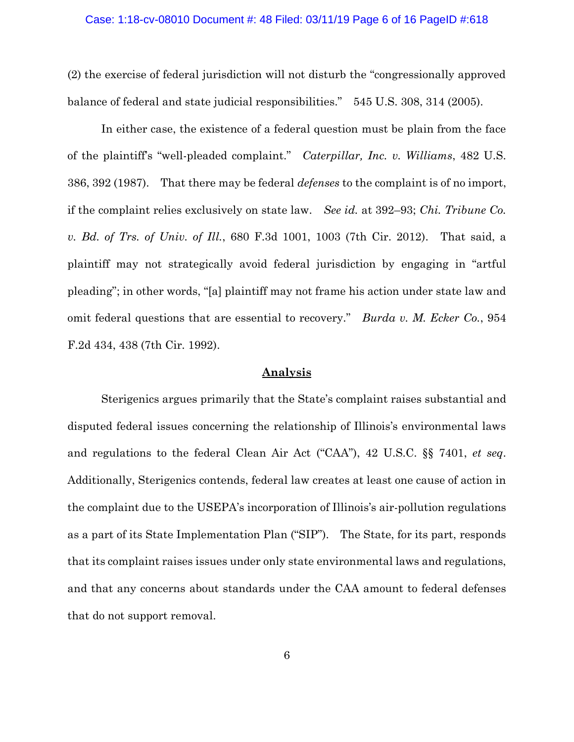(2) the exercise of federal jurisdiction will not disturb the "congressionally approved balance of federal and state judicial responsibilities." 545 U.S. 308, 314 (2005).

In either case, the existence of a federal question must be plain from the face of the plaintiff's "well-pleaded complaint." *Caterpillar, Inc. v. Williams*, 482 U.S. 386, 392 (1987). That there may be federal *defenses* to the complaint is of no import, if the complaint relies exclusively on state law. *See id.* at 392–93; *Chi. Tribune Co. v. Bd. of Trs. of Univ. of Ill.*, 680 F.3d 1001, 1003 (7th Cir. 2012). That said, a plaintiff may not strategically avoid federal jurisdiction by engaging in "artful pleading"; in other words, "[a] plaintiff may not frame his action under state law and omit federal questions that are essential to recovery." *Burda v. M. Ecker Co.*, 954 F.2d 434, 438 (7th Cir. 1992).

## Analysis

Sterigenics argues primarily that the State's complaint raises substantial and disputed federal issues concerning the relationship of Illinois's environmental laws and regulations to the federal Clean Air Act ("CAA"), 42 U.S.C. §§ 7401, *et seq*. Additionally, Sterigenics contends, federal law creates at least one cause of action in the complaint due to the USEPA's incorporation of Illinois's air-pollution regulations as a part of its State Implementation Plan ("SIP"). The State, for its part, responds that its complaint raises issues under only state environmental laws and regulations, and that any concerns about standards under the CAA amount to federal defenses that do not support removal.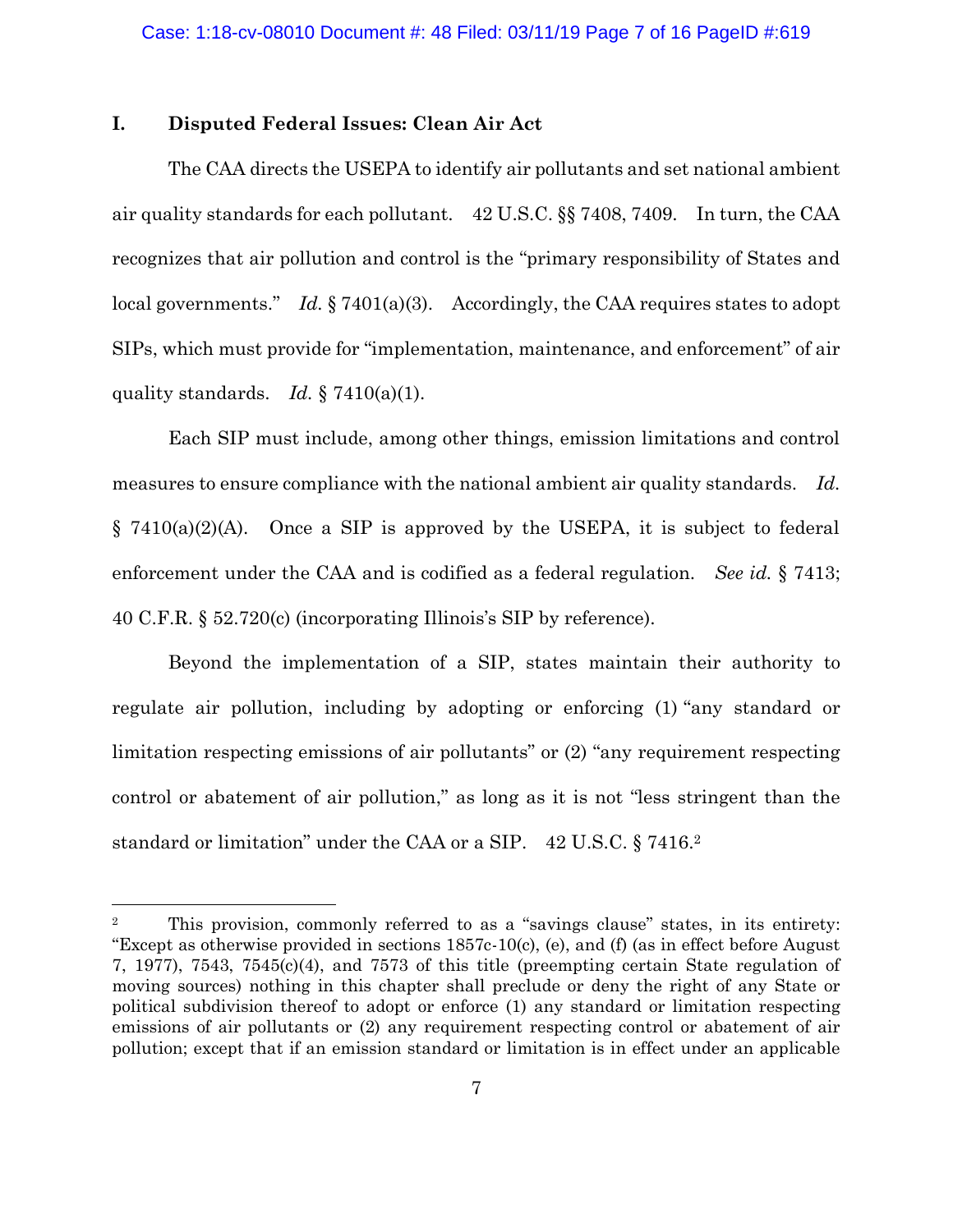## I. Disputed Federal Issues: Clean Air Act

The CAA directs the USEPA to identify air pollutants and set national ambient air quality standards for each pollutant. 42 U.S.C. §§ 7408, 7409. In turn, the CAA recognizes that air pollution and control is the "primary responsibility of States and local governments." *Id.* § 7401(a)(3). Accordingly, the CAA requires states to adopt SIPs, which must provide for "implementation, maintenance, and enforcement" of air quality standards. *Id.* § 7410(a)(1).

Each SIP must include, among other things, emission limitations and control measures to ensure compliance with the national ambient air quality standards. *Id.* § 7410(a)(2)(A). Once a SIP is approved by the USEPA, it is subject to federal enforcement under the CAA and is codified as a federal regulation. *See id.* § 7413; 40 C.F.R. § 52.720(c) (incorporating Illinois's SIP by reference).

Beyond the implementation of a SIP, states maintain their authority to regulate air pollution, including by adopting or enforcing (1) "any standard or limitation respecting emissions of air pollutants" or (2) "any requirement respecting control or abatement of air pollution," as long as it is not "less stringent than the standard or limitation" under the CAA or a SIP. 42 U.S.C. § 7416.[2]

---

[2] This provision, commonly referred to as a "savings clause" states, in its entirety: "Except as otherwise provided in sections 1857c-10(c), (e), and (f) (as in effect before August 7, 1977), 7543, 7545(c)(4), and 7573 of this title (preempting certain State regulation of moving sources) nothing in this chapter shall preclude or deny the right of any State or political subdivision thereof to adopt or enforce (1) any standard or limitation respecting emissions of air pollutants or (2) any requirement respecting control or abatement of air pollution; except that if an emission standard or limitation is in effect under an applicable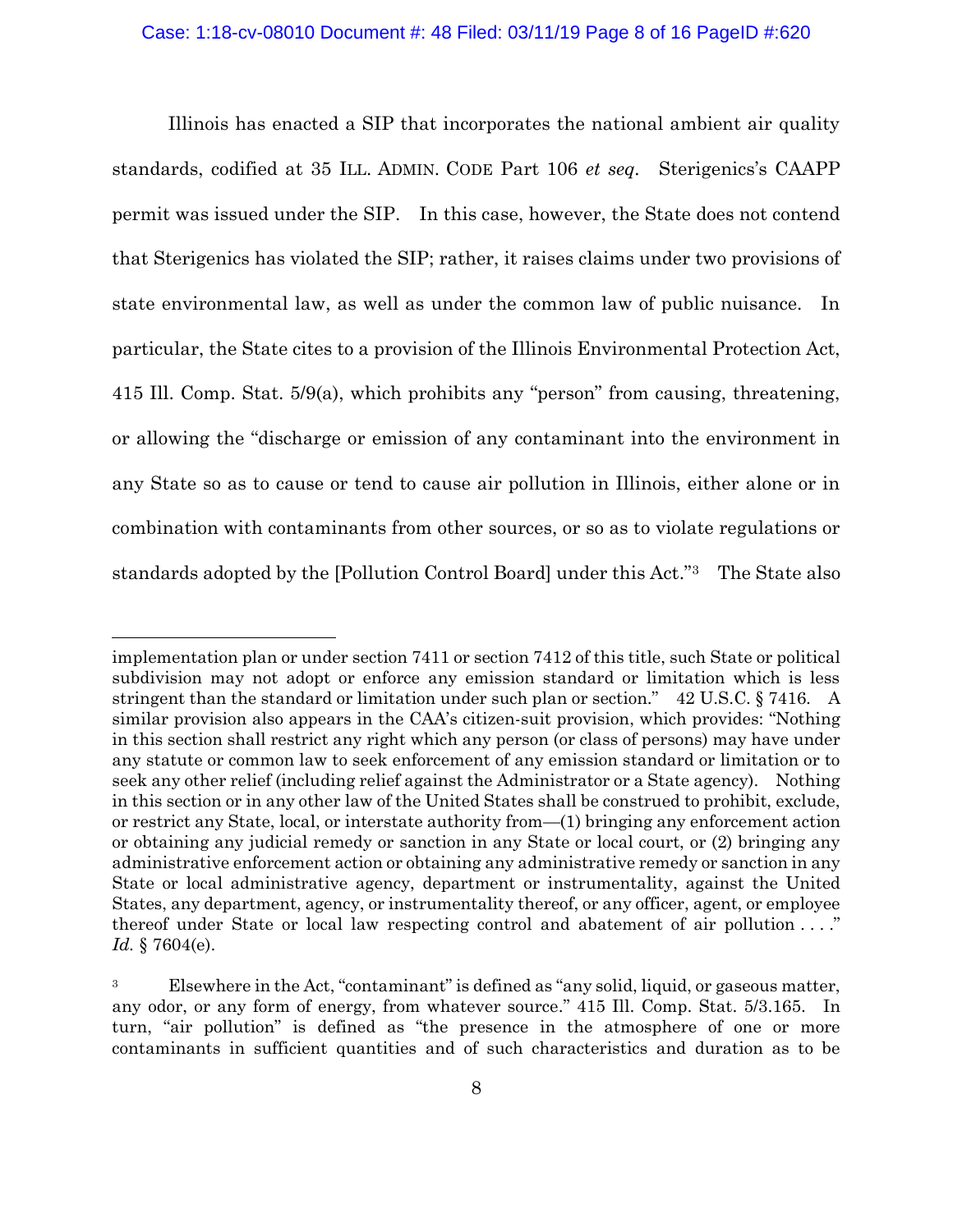Illinois has enacted a SIP that incorporates the national ambient air quality standards, codified at 35 ILL. ADMIN. CODE Part 106 *et seq*. Sterigenics's CAAPP permit was issued under the SIP. In this case, however, the State does not contend that Sterigenics has violated the SIP; rather, it raises claims under two provisions of state environmental law, as well as under the common law of public nuisance. In particular, the State cites to a provision of the Illinois Environmental Protection Act, 415 Ill. Comp. Stat. 5/9(a), which prohibits any "person" from causing, threatening, or allowing the "discharge or emission of any contaminant into the environment in any State so as to cause or tend to cause air pollution in Illinois, either alone or in combination with contaminants from other sources, or so as to violate regulations or standards adopted by the [Pollution Control Board] under this Act."[3] The State also

---

implementation plan or under section 7411 or section 7412 of this title, such State or political subdivision may not adopt or enforce any emission standard or limitation which is less stringent than the standard or limitation under such plan or section." 42 U.S.C. § 7416. A similar provision also appears in the CAA's citizen-suit provision, which provides: "Nothing in this section shall restrict any right which any person (or class of persons) may have under any statute or common law to seek enforcement of any emission standard or limitation or to seek any other relief (including relief against the Administrator or a State agency). Nothing in this section or in any other law of the United States shall be construed to prohibit, exclude, or restrict any State, local, or interstate authority from—(1) bringing any enforcement action or obtaining any judicial remedy or sanction in any State or local court, or (2) bringing any administrative enforcement action or obtaining any administrative remedy or sanction in any State or local administrative agency, department or instrumentality, against the United States, any department, agency, or instrumentality thereof, or any officer, agent, or employee thereof under State or local law respecting control and abatement of air pollution . . . ." *Id.* § 7604(e).

[3] Elsewhere in the Act, "contaminant" is defined as "any solid, liquid, or gaseous matter, any odor, or any form of energy, from whatever source." 415 Ill. Comp. Stat. 5/3.165. In turn, "air pollution" is defined as "the presence in the atmosphere of one or more contaminants in sufficient quantities and of such characteristics and duration as to be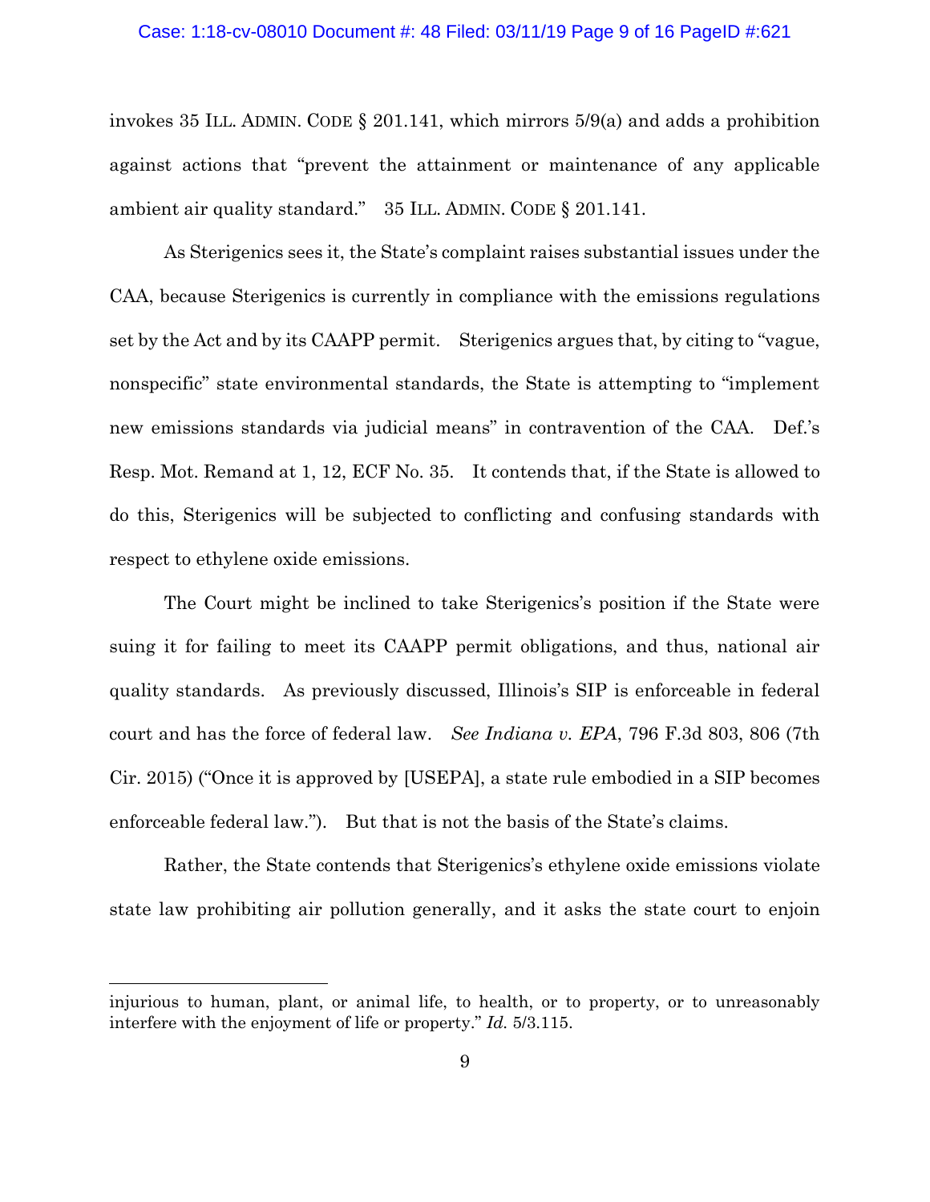invokes 35 ILL. ADMIN. CODE § 201.141, which mirrors 5/9(a) and adds a prohibition against actions that "prevent the attainment or maintenance of any applicable ambient air quality standard." 35 ILL. ADMIN. CODE § 201.141.

As Sterigenics sees it, the State's complaint raises substantial issues under the CAA, because Sterigenics is currently in compliance with the emissions regulations set by the Act and by its CAAPP permit. Sterigenics argues that, by citing to "vague, nonspecific" state environmental standards, the State is attempting to "implement new emissions standards via judicial means" in contravention of the CAA. Def.'s Resp. Mot. Remand at 1, 12, ECF No. 35. It contends that, if the State is allowed to do this, Sterigenics will be subjected to conflicting and confusing standards with respect to ethylene oxide emissions.

The Court might be inclined to take Sterigenics's position if the State were suing it for failing to meet its CAAPP permit obligations, and thus, national air quality standards. As previously discussed, Illinois's SIP is enforceable in federal court and has the force of federal law. *See Indiana v. EPA*, 796 F.3d 803, 806 (7th Cir. 2015) ("Once it is approved by [USEPA], a state rule embodied in a SIP becomes enforceable federal law."). But that is not the basis of the State's claims.

Rather, the State contends that Sterigenics's ethylene oxide emissions violate state law prohibiting air pollution generally, and it asks the state court to enjoin

---

injurious to human, plant, or animal life, to health, or to property, or to unreasonably interfere with the enjoyment of life or property." *Id.* 5/3.115.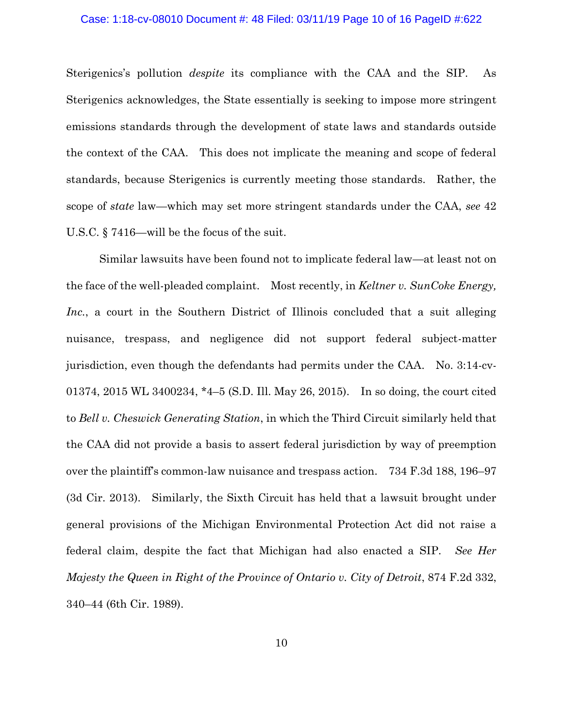Sterigenics's pollution *despite* its compliance with the CAA and the SIP. As Sterigenics acknowledges, the State essentially is seeking to impose more stringent emissions standards through the development of state laws and standards outside the context of the CAA. This does not implicate the meaning and scope of federal standards, because Sterigenics is currently meeting those standards. Rather, the scope of *state* law—which may set more stringent standards under the CAA, *see* 42 U.S.C. § 7416—will be the focus of the suit.

Similar lawsuits have been found not to implicate federal law—at least not on the face of the well-pleaded complaint. Most recently, in *Keltner v. SunCoke Energy, Inc.*, a court in the Southern District of Illinois concluded that a suit alleging nuisance, trespass, and negligence did not support federal subject-matter jurisdiction, even though the defendants had permits under the CAA. No. 3:14-cv-01374, 2015 WL 3400234, *4–5 (S.D. Ill. May 26, 2015). In so doing, the court cited to *Bell v. Cheswick Generating Station*, in which the Third Circuit similarly held that the CAA did not provide a basis to assert federal jurisdiction by way of preemption over the plaintiff's common-law nuisance and trespass action. 734 F.3d 188, 196–97 (3d Cir. 2013). Similarly, the Sixth Circuit has held that a lawsuit brought under general provisions of the Michigan Environmental Protection Act did not raise a federal claim, despite the fact that Michigan had also enacted a SIP. *See Her Majesty the Queen in Right of the Province of Ontario v. City of Detroit*, 874 F.2d 332, 340–44 (6th Cir. 1989).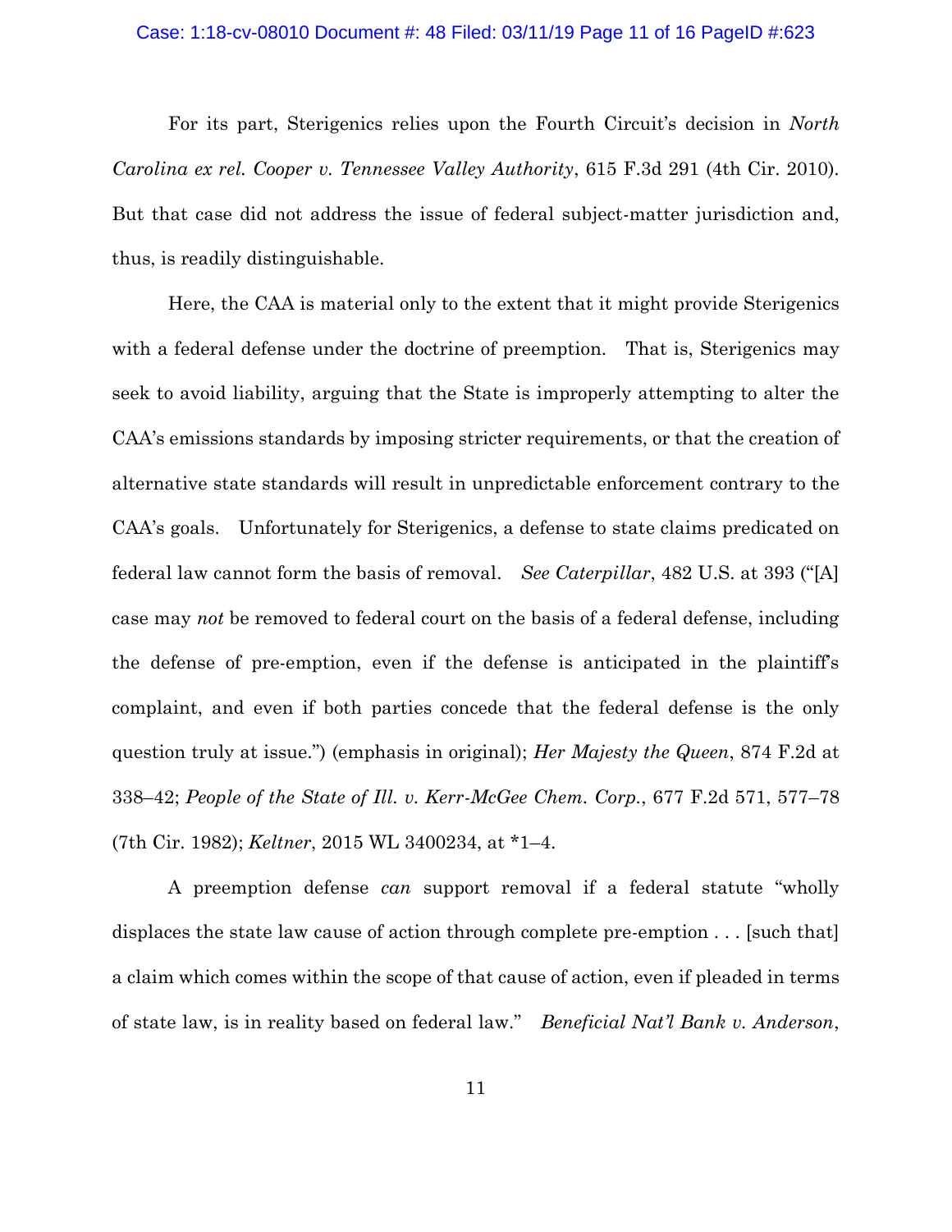For its part, Sterigenics relies upon the Fourth Circuit's decision in *North Carolina ex rel. Cooper v. Tennessee Valley Authority*, 615 F.3d 291 (4th Cir. 2010). But that case did not address the issue of federal subject-matter jurisdiction and, thus, is readily distinguishable.

Here, the CAA is material only to the extent that it might provide Sterigenics with a federal defense under the doctrine of preemption. That is, Sterigenics may seek to avoid liability, arguing that the State is improperly attempting to alter the CAA's emissions standards by imposing stricter requirements, or that the creation of alternative state standards will result in unpredictable enforcement contrary to the CAA's goals. Unfortunately for Sterigenics, a defense to state claims predicated on federal law cannot form the basis of removal. *See Caterpillar*, 482 U.S. at 393 ("[A] case may *not* be removed to federal court on the basis of a federal defense, including the defense of pre-emption, even if the defense is anticipated in the plaintiff's complaint, and even if both parties concede that the federal defense is the only question truly at issue.") (emphasis in original); *Her Majesty the Queen*, 874 F.2d at 338–42; *People of the State of Ill. v. Kerr-McGee Chem. Corp.*, 677 F.2d 571, 577–78 (7th Cir. 1982); *Keltner*, 2015 WL 3400234, at *1–4.

A preemption defense *can* support removal if a federal statute "wholly displaces the state law cause of action through complete pre-emption . . . [such that] a claim which comes within the scope of that cause of action, even if pleaded in terms of state law, is in reality based on federal law." *Beneficial Nat'l Bank v. Anderson*,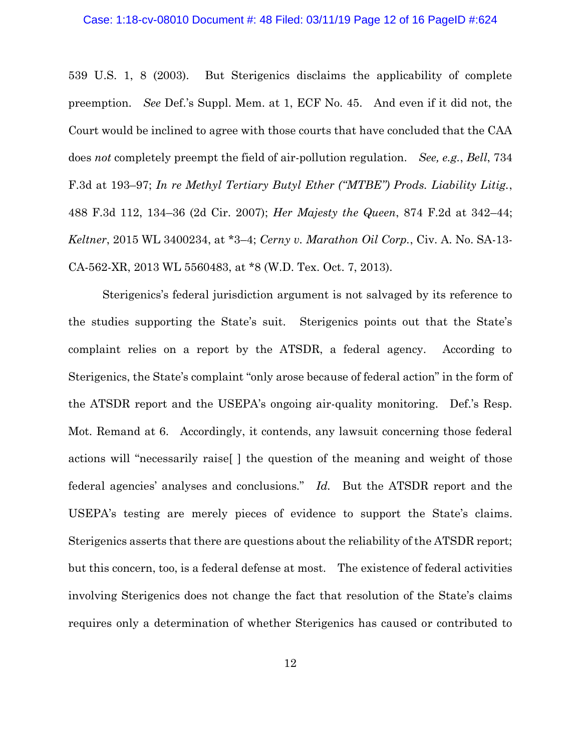539 U.S. 1, 8 (2003). But Sterigenics disclaims the applicability of complete preemption. *See* Def.'s Suppl. Mem. at 1, ECF No. 45. And even if it did not, the Court would be inclined to agree with those courts that have concluded that the CAA does *not* completely preempt the field of air-pollution regulation. *See, e.g.*, *Bell*, 734 F.3d at 193–97; *In re Methyl Tertiary Butyl Ether ("MTBE") Prods. Liability Litig.*, 488 F.3d 112, 134–36 (2d Cir. 2007); *Her Majesty the Queen*, 874 F.2d at 342–44; *Keltner*, 2015 WL 3400234, at *3–4; *Cerny v. Marathon Oil Corp.*, Civ. A. No. SA-13-CA-562-XR, 2013 WL 5560483, at *8 (W.D. Tex. Oct. 7, 2013).

Sterigenics's federal jurisdiction argument is not salvaged by its reference to the studies supporting the State's suit. Sterigenics points out that the State's complaint relies on a report by the ATSDR, a federal agency. According to Sterigenics, the State's complaint "only arose because of federal action" in the form of the ATSDR report and the USEPA's ongoing air-quality monitoring. Def.'s Resp. Mot. Remand at 6. Accordingly, it contends, any lawsuit concerning those federal actions will "necessarily raise[ ] the question of the meaning and weight of those federal agencies' analyses and conclusions." *Id.* But the ATSDR report and the USEPA's testing are merely pieces of evidence to support the State's claims. Sterigenics asserts that there are questions about the reliability of the ATSDR report; but this concern, too, is a federal defense at most. The existence of federal activities involving Sterigenics does not change the fact that resolution of the State's claims requires only a determination of whether Sterigenics has caused or contributed to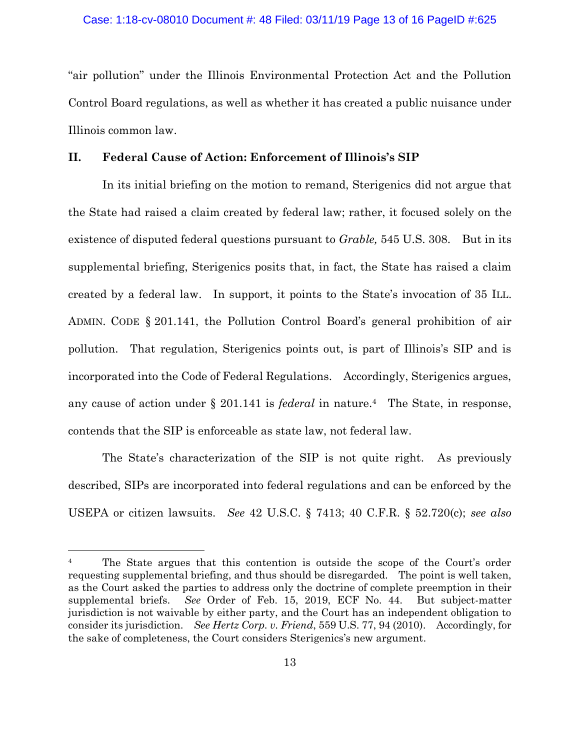"air pollution" under the Illinois Environmental Protection Act and the Pollution Control Board regulations, as well as whether it has created a public nuisance under Illinois common law.

## II. Federal Cause of Action: Enforcement of Illinois's SIP

In its initial briefing on the motion to remand, Sterigenics did not argue that the State had raised a claim created by federal law; rather, it focused solely on the existence of disputed federal questions pursuant to *Grable,* 545 U.S. 308. But in its supplemental briefing, Sterigenics posits that, in fact, the State has raised a claim created by a federal law. In support, it points to the State's invocation of 35 ILL. ADMIN. CODE § 201.141, the Pollution Control Board's general prohibition of air pollution. That regulation, Sterigenics points out, is part of Illinois's SIP and is incorporated into the Code of Federal Regulations. Accordingly, Sterigenics argues, any cause of action under § 201.141 is *federal* in nature.[4] The State, in response, contends that the SIP is enforceable as state law, not federal law.

The State's characterization of the SIP is not quite right. As previously described, SIPs are incorporated into federal regulations and can be enforced by the USEPA or citizen lawsuits. *See* 42 U.S.C. § 7413; 40 C.F.R. § 52.720(c); *see also*

---

[4] The State argues that this contention is outside the scope of the Court's order requesting supplemental briefing, and thus should be disregarded. The point is well taken, as the Court asked the parties to address only the doctrine of complete preemption in their supplemental briefs. *See* Order of Feb. 15, 2019, ECF No. 44. But subject-matter jurisdiction is not waivable by either party, and the Court has an independent obligation to consider its jurisdiction. *See Hertz Corp. v. Friend*, 559 U.S. 77, 94 (2010). Accordingly, for the sake of completeness, the Court considers Sterigenics's new argument.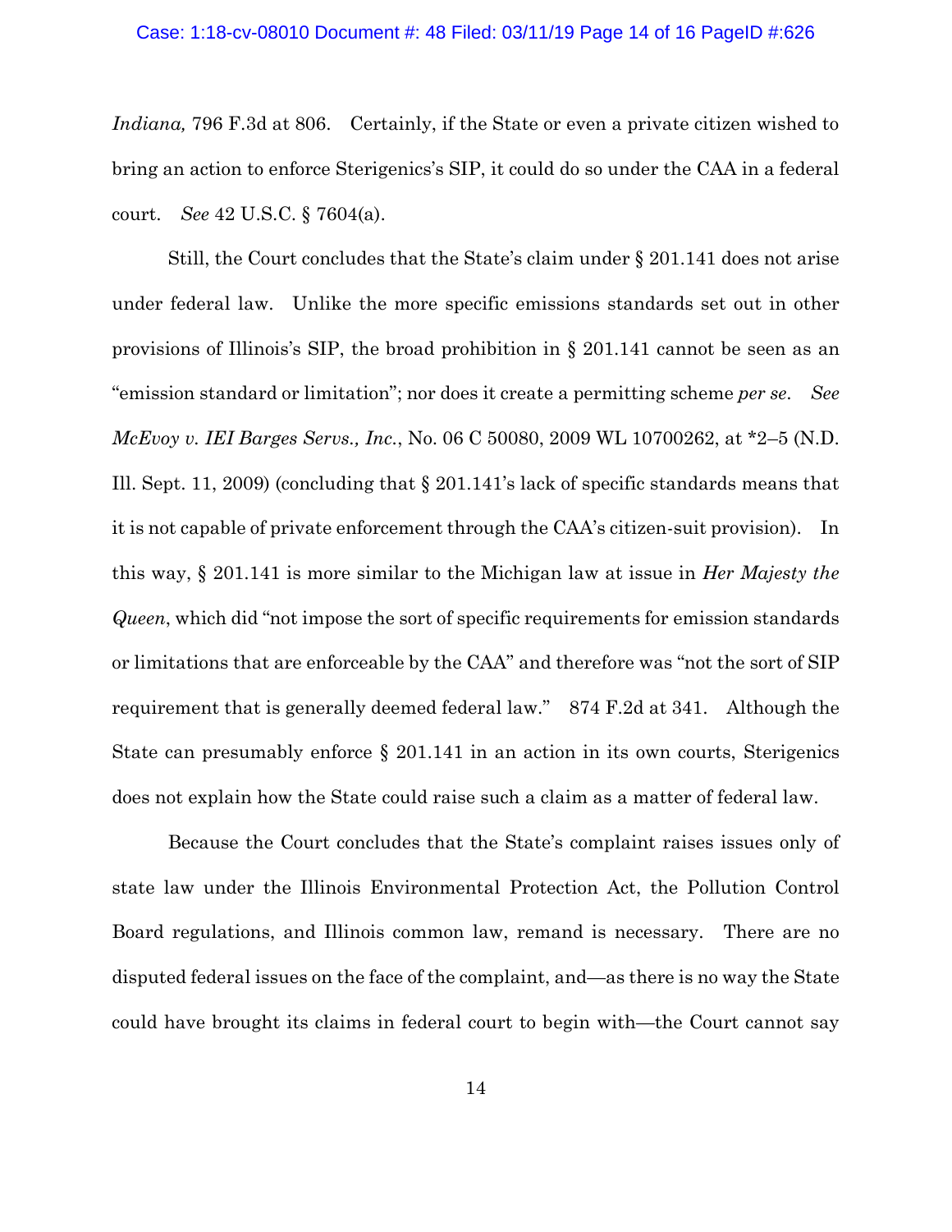*Indiana,* 796 F.3d at 806. Certainly, if the State or even a private citizen wished to bring an action to enforce Sterigenics's SIP, it could do so under the CAA in a federal court. *See* 42 U.S.C. § 7604(a).

Still, the Court concludes that the State's claim under § 201.141 does not arise under federal law. Unlike the more specific emissions standards set out in other provisions of Illinois's SIP, the broad prohibition in § 201.141 cannot be seen as an "emission standard or limitation"; nor does it create a permitting scheme *per se*. *See McEvoy v. IEI Barges Servs., Inc.*, No. 06 C 50080, 2009 WL 10700262, at *2–5 (N.D. Ill. Sept. 11, 2009) (concluding that § 201.141's lack of specific standards means that it is not capable of private enforcement through the CAA's citizen-suit provision). In this way, § 201.141 is more similar to the Michigan law at issue in *Her Majesty the Queen*, which did "not impose the sort of specific requirements for emission standards or limitations that are enforceable by the CAA" and therefore was "not the sort of SIP requirement that is generally deemed federal law." 874 F.2d at 341. Although the State can presumably enforce § 201.141 in an action in its own courts, Sterigenics does not explain how the State could raise such a claim as a matter of federal law.

Because the Court concludes that the State's complaint raises issues only of state law under the Illinois Environmental Protection Act, the Pollution Control Board regulations, and Illinois common law, remand is necessary. There are no disputed federal issues on the face of the complaint, and—as there is no way the State could have brought its claims in federal court to begin with—the Court cannot say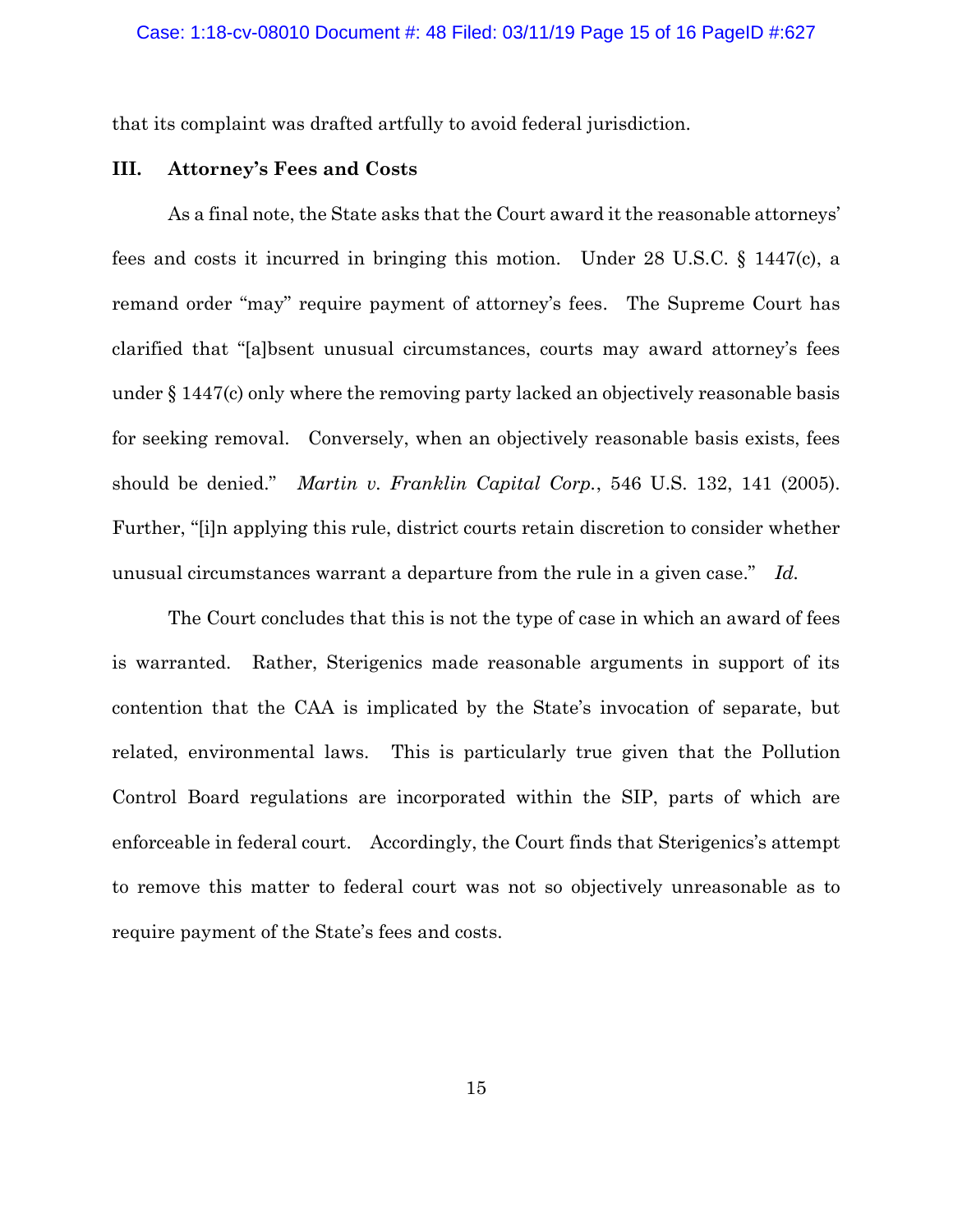that its complaint was drafted artfully to avoid federal jurisdiction.

## III. Attorney's Fees and Costs

As a final note, the State asks that the Court award it the reasonable attorneys' fees and costs it incurred in bringing this motion. Under 28 U.S.C. § 1447(c), a remand order "may" require payment of attorney's fees. The Supreme Court has clarified that "[a]bsent unusual circumstances, courts may award attorney's fees under § 1447(c) only where the removing party lacked an objectively reasonable basis for seeking removal. Conversely, when an objectively reasonable basis exists, fees should be denied." *Martin v. Franklin Capital Corp.*, 546 U.S. 132, 141 (2005). Further, "[i]n applying this rule, district courts retain discretion to consider whether unusual circumstances warrant a departure from the rule in a given case." *Id.*

The Court concludes that this is not the type of case in which an award of fees is warranted. Rather, Sterigenics made reasonable arguments in support of its contention that the CAA is implicated by the State's invocation of separate, but related, environmental laws. This is particularly true given that the Pollution Control Board regulations are incorporated within the SIP, parts of which are enforceable in federal court. Accordingly, the Court finds that Sterigenics's attempt to remove this matter to federal court was not so objectively unreasonable as to require payment of the State's fees and costs.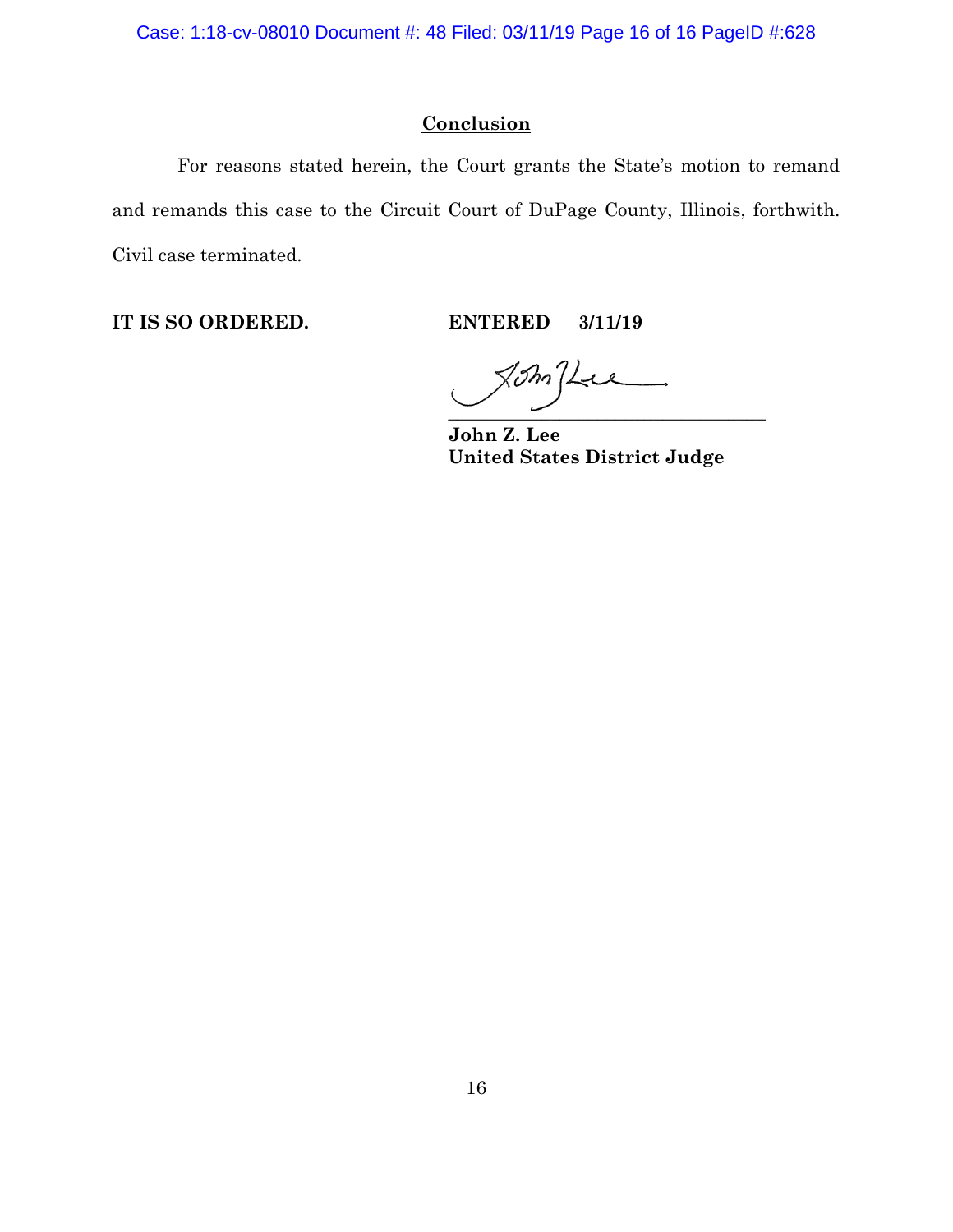## Conclusion

For reasons stated herein, the Court grants the State's motion to remand and remands this case to the Circuit Court of DuPage County, Illinois, forthwith. Civil case terminated.

**IT IS SO ORDERED.** **ENTERED 3/11/19**

**John Z. Lee**
**United States District Judge**